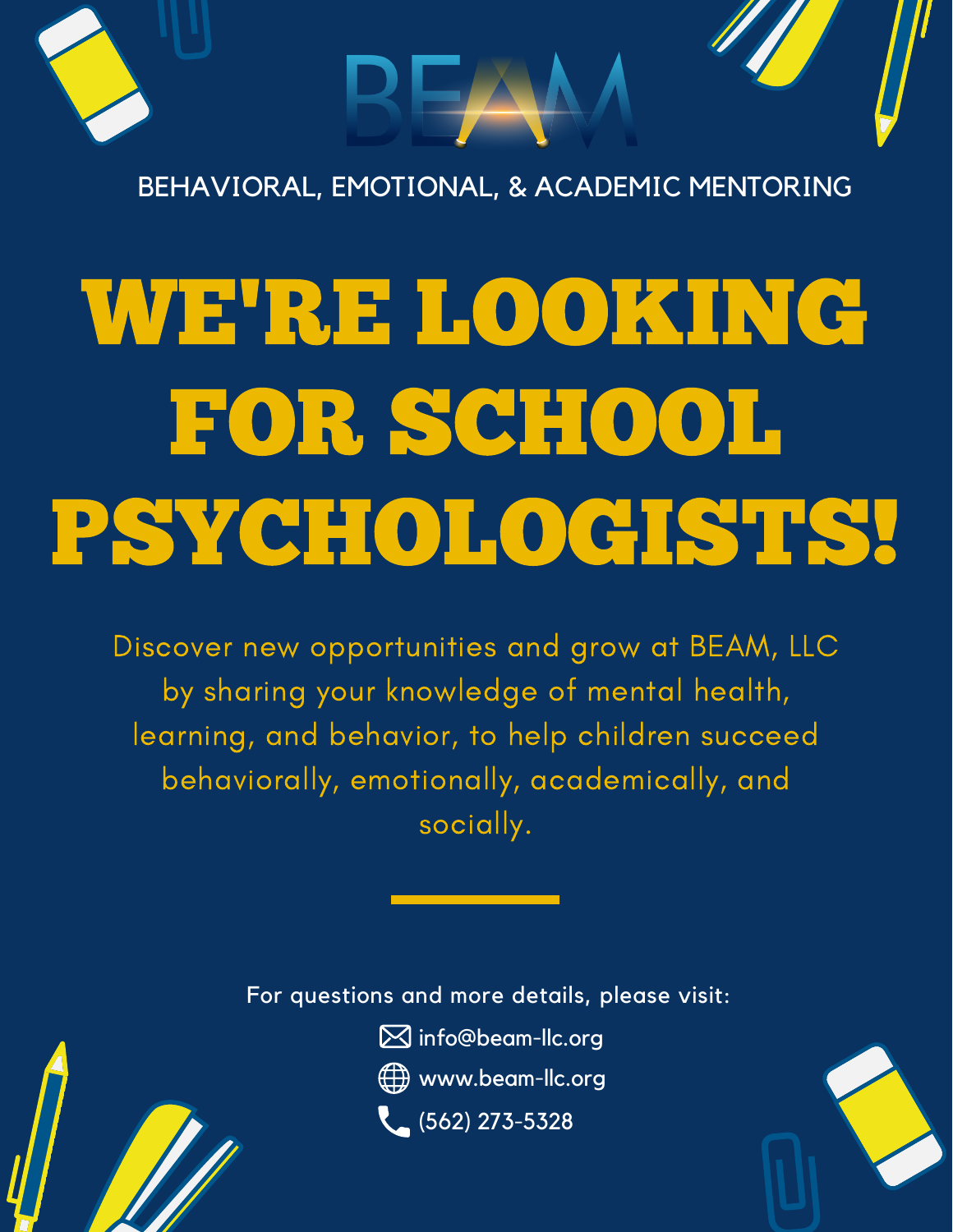BEAM

BEHAVIORAL, EMOTIONAL, & ACADEMIC MENTORING

# WE'RE LOOKING FOR SCHOOL PSYCHOLOGISTS!

Discover new opportunities and grow at BEAM, LLC by sharing your knowledge of mental health, learning, and behavior, to help children succeed behaviorally, emotionally, academically, and socially.

---

For questions and more details, please visit:

info@beam-llc.org

www.beam-llc.org

(562) 273-5328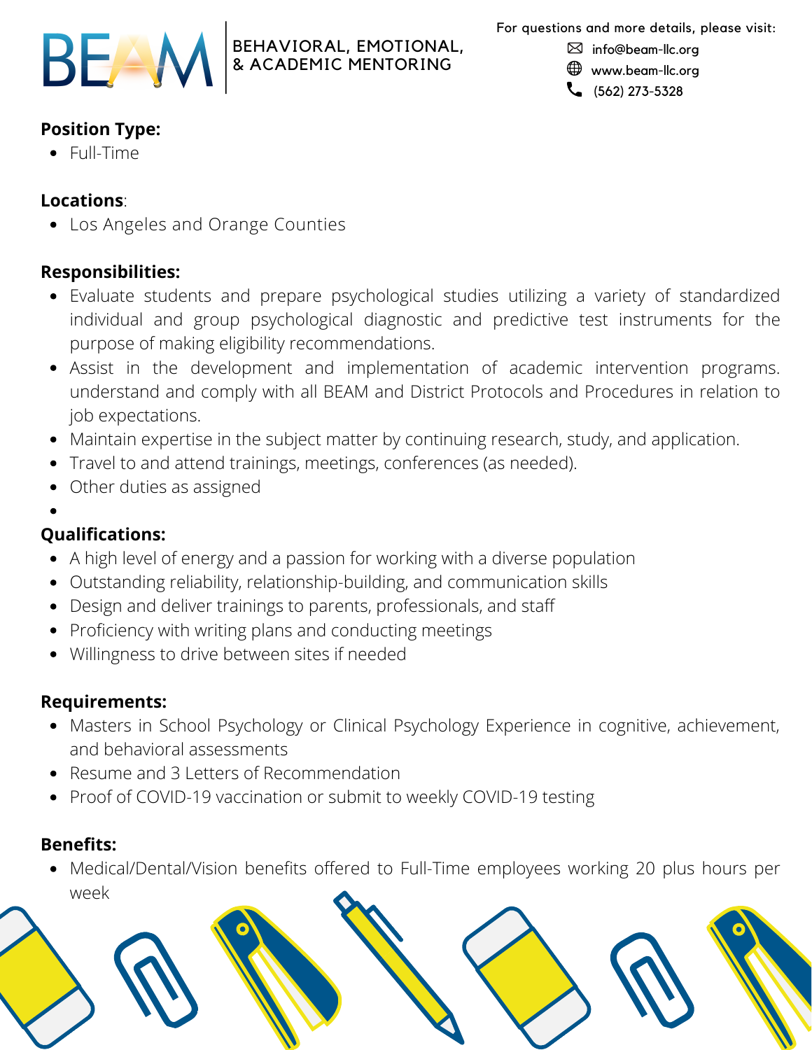BEAM | BEHAVIORAL, EMOTIONAL, & ACADEMIC MENTORING

For questions and more details, please visit:

- info@beam-llc.org
- www.beam-llc.org
- (562) 273-5328

**Position Type:**

- Full-Time

**Locations**:

- Los Angeles and Orange Counties

**Responsibilities:**

- Evaluate students and prepare psychological studies utilizing a variety of standardized individual and group psychological diagnostic and predictive test instruments for the purpose of making eligibility recommendations.
- Assist in the development and implementation of academic intervention programs. understand and comply with all BEAM and District Protocols and Procedures in relation to job expectations.
- Maintain expertise in the subject matter by continuing research, study, and application.
- Travel to and attend trainings, meetings, conferences (as needed).
- Other duties as assigned

**Qualifications:**

- A high level of energy and a passion for working with a diverse population
- Outstanding reliability, relationship-building, and communication skills
- Design and deliver trainings to parents, professionals, and staff
- Proficiency with writing plans and conducting meetings
- Willingness to drive between sites if needed

**Requirements:**

- Masters in School Psychology or Clinical Psychology Experience in cognitive, achievement, and behavioral assessments
- Resume and 3 Letters of Recommendation
- Proof of COVID-19 vaccination or submit to weekly COVID-19 testing

**Benefits:**

- Medical/Dental/Vision benefits offered to Full-Time employees working 20 plus hours per week